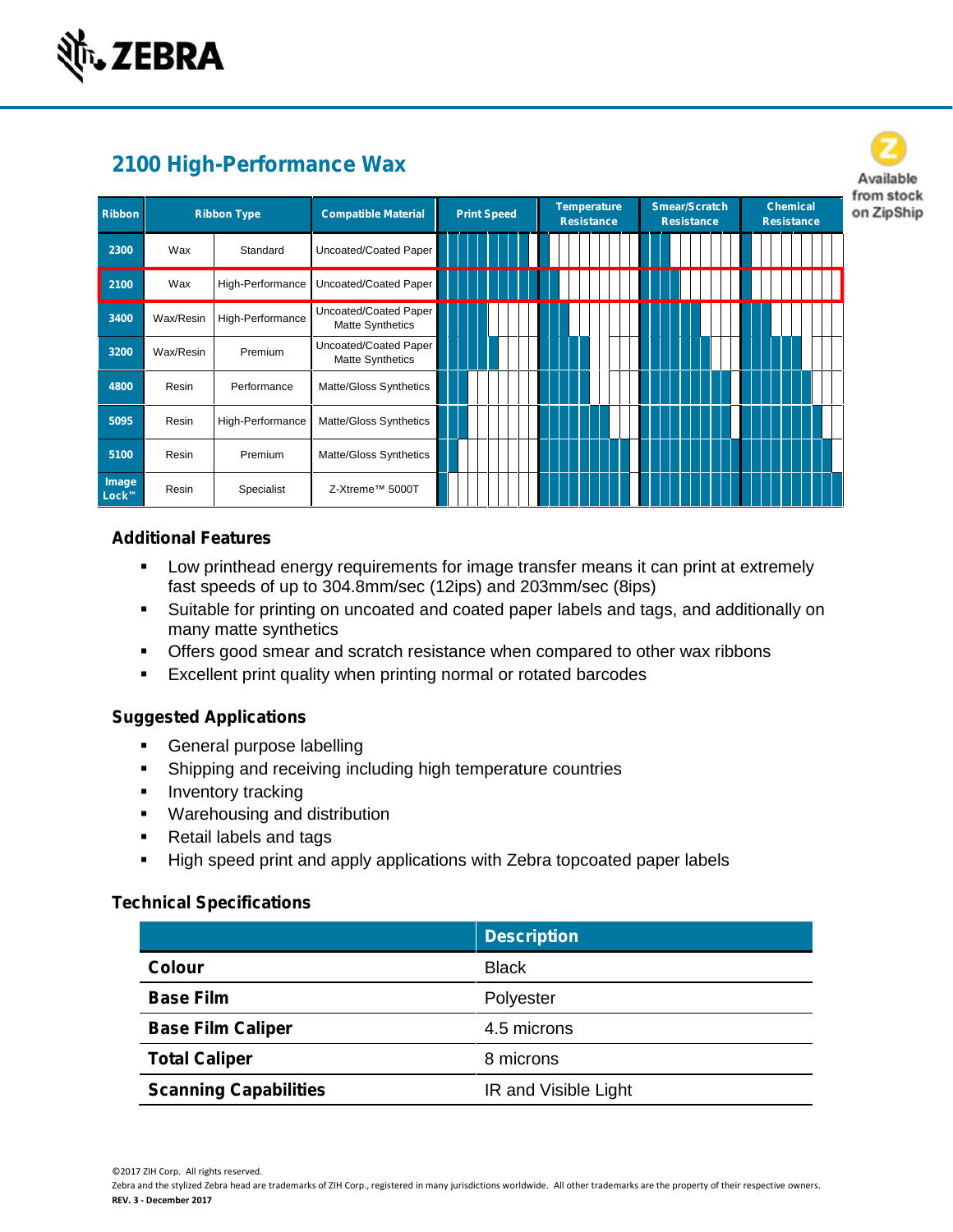# 2100 High-Performance Wax

Available from stock on ZipShip

| Ribbon | Ribbon Type | | Compatible Material | Print Speed | Temperature Resistance | Smear/Scratch Resistance | Chemical Resistance |
|---|---|---|---|---|---|---|---|
| 2300 | Wax | Standard | Uncoated/Coated Paper | | | | |
| 2100 | Wax | High-Performance | Uncoated/Coated Paper | | | | |
| 3400 | Wax/Resin | High-Performance | Uncoated/Coated Paper Matte Synthetics | | | | |
| 3200 | Wax/Resin | Premium | Uncoated/Coated Paper Matte Synthetics | | | | |
| 4800 | Resin | Performance | Matte/Gloss Synthetics | | | | |
| 5095 | Resin | High-Performance | Matte/Gloss Synthetics | | | | |
| 5100 | Resin | Premium | Matte/Gloss Synthetics | | | | |
| Image Lock™ | Resin | Specialist | Z-Xtreme™ 5000T | | | | |

## Additional Features

- Low printhead energy requirements for image transfer means it can print at extremely fast speeds of up to 304.8mm/sec (12ips) and 203mm/sec (8ips)
- Suitable for printing on uncoated and coated paper labels and tags, and additionally on many matte synthetics
- Offers good smear and scratch resistance when compared to other wax ribbons
- Excellent print quality when printing normal or rotated barcodes

## Suggested Applications

- General purpose labelling
- Shipping and receiving including high temperature countries
- Inventory tracking
- Warehousing and distribution
- Retail labels and tags
- High speed print and apply applications with Zebra topcoated paper labels

## Technical Specifications

| | Description |
|---|---|
| **Colour** | Black |
| **Base Film** | Polyester |
| **Base Film Caliper** | 4.5 microns |
| **Total Caliper** | 8 microns |
| **Scanning Capabilities** | IR and Visible Light |

©2017 ZIH Corp. All rights reserved.

Zebra and the stylized Zebra head are trademarks of ZIH Corp., registered in many jurisdictions worldwide. All other trademarks are the property of their respective owners.

**REV. 3 - December 2017**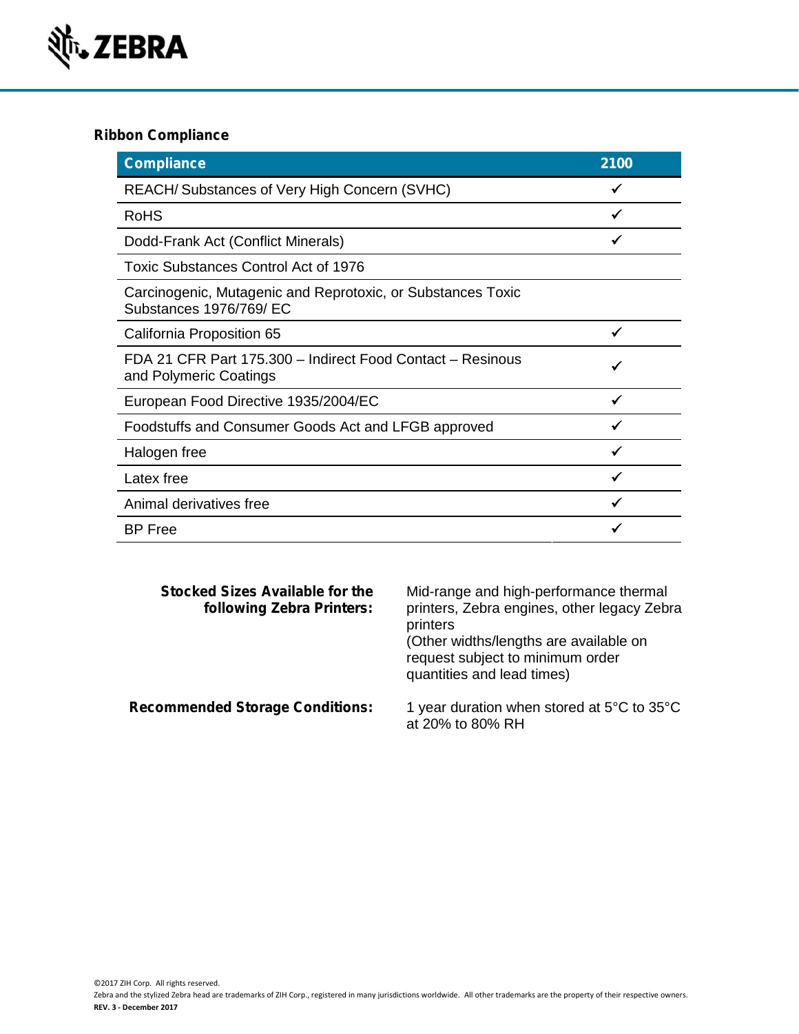## Ribbon Compliance

| Compliance | 2100 |
|---|---|
| REACH/ Substances of Very High Concern (SVHC) | ✓ |
| RoHS | ✓ |
| Dodd-Frank Act (Conflict Minerals) | ✓ |
| Toxic Substances Control Act of 1976 | |
| Carcinogenic, Mutagenic and Reprotoxic, or Substances Toxic Substances 1976/769/ EC | |
| California Proposition 65 | ✓ |
| FDA 21 CFR Part 175.300 – Indirect Food Contact – Resinous and Polymeric Coatings | ✓ |
| European Food Directive 1935/2004/EC | ✓ |
| Foodstuffs and Consumer Goods Act and LFGB approved | ✓ |
| Halogen free | ✓ |
| Latex free | ✓ |
| Animal derivatives free | ✓ |
| BP Free | ✓ |

**Stocked Sizes Available for the following Zebra Printers:** Mid-range and high-performance thermal printers, Zebra engines, other legacy Zebra printers
(Other widths/lengths are available on request subject to minimum order quantities and lead times)

**Recommended Storage Conditions:** 1 year duration when stored at 5°C to 35°C at 20% to 80% RH

©2017 ZIH Corp. All rights reserved.
Zebra and the stylized Zebra head are trademarks of ZIH Corp., registered in many jurisdictions worldwide. All other trademarks are the property of their respective owners.
**REV. 3 - December 2017**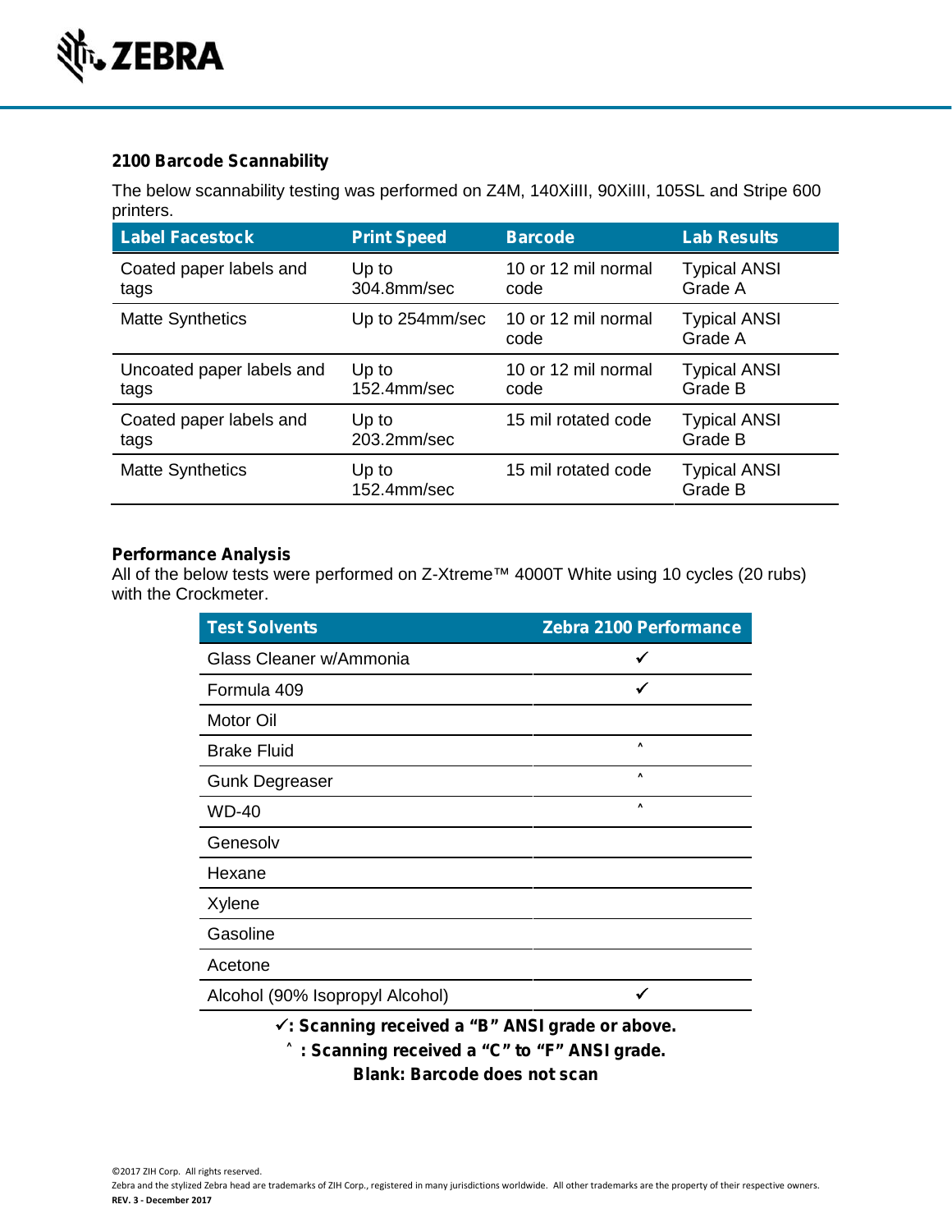## 2100 Barcode Scannability

The below scannability testing was performed on Z4M, 140XiIII, 90XiIII, 105SL and Stripe 600 printers.

| Label Facestock | Print Speed | Barcode | Lab Results |
|---|---|---|---|
| Coated paper labels and tags | Up to 304.8mm/sec | 10 or 12 mil normal code | Typical ANSI Grade A |
| Matte Synthetics | Up to 254mm/sec | 10 or 12 mil normal code | Typical ANSI Grade A |
| Uncoated paper labels and tags | Up to 152.4mm/sec | 10 or 12 mil normal code | Typical ANSI Grade B |
| Coated paper labels and tags | Up to 203.2mm/sec | 15 mil rotated code | Typical ANSI Grade B |
| Matte Synthetics | Up to 152.4mm/sec | 15 mil rotated code | Typical ANSI Grade B |

## Performance Analysis

All of the below tests were performed on Z-Xtreme™ 4000T White using 10 cycles (20 rubs) with the Crockmeter.

| Test Solvents | Zebra 2100 Performance |
|---|---|
| Glass Cleaner w/Ammonia | ✓ |
| Formula 409 | ✓ |
| Motor Oil | |
| Brake Fluid | ˄ |
| Gunk Degreaser | ˄ |
| WD-40 | ˄ |
| Genesolv | |
| Hexane | |
| Xylene | |
| Gasoline | |
| Acetone | |
| Alcohol (90% Isopropyl Alcohol) | ✓ |

**✓: Scanning received a "B" ANSI grade or above.**

**˄ : Scanning received a "C" to "F" ANSI grade.**

**Blank: Barcode does not scan**

©2017 ZIH Corp. All rights reserved.

Zebra and the stylized Zebra head are trademarks of ZIH Corp., registered in many jurisdictions worldwide. All other trademarks are the property of their respective owners.

**REV. 3 - December 2017**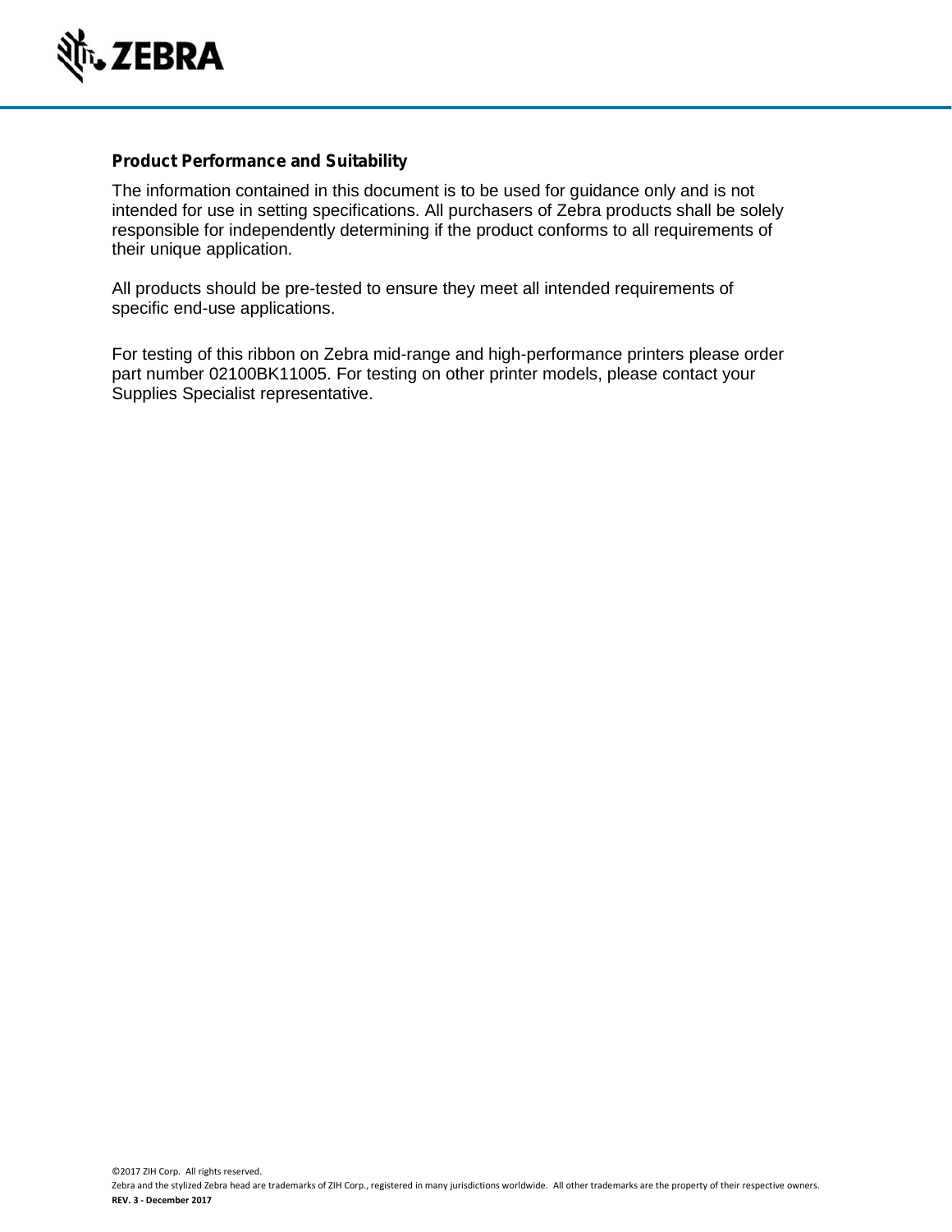## Product Performance and Suitability

The information contained in this document is to be used for guidance only and is not intended for use in setting specifications. All purchasers of Zebra products shall be solely responsible for independently determining if the product conforms to all requirements of their unique application.

All products should be pre-tested to ensure they meet all intended requirements of specific end-use applications.

For testing of this ribbon on Zebra mid-range and high-performance printers please order part number 02100BK11005. For testing on other printer models, please contact your Supplies Specialist representative.

©2017 ZIH Corp. All rights reserved.
Zebra and the stylized Zebra head are trademarks of ZIH Corp., registered in many jurisdictions worldwide. All other trademarks are the property of their respective owners.
**REV. 3 - December 2017**